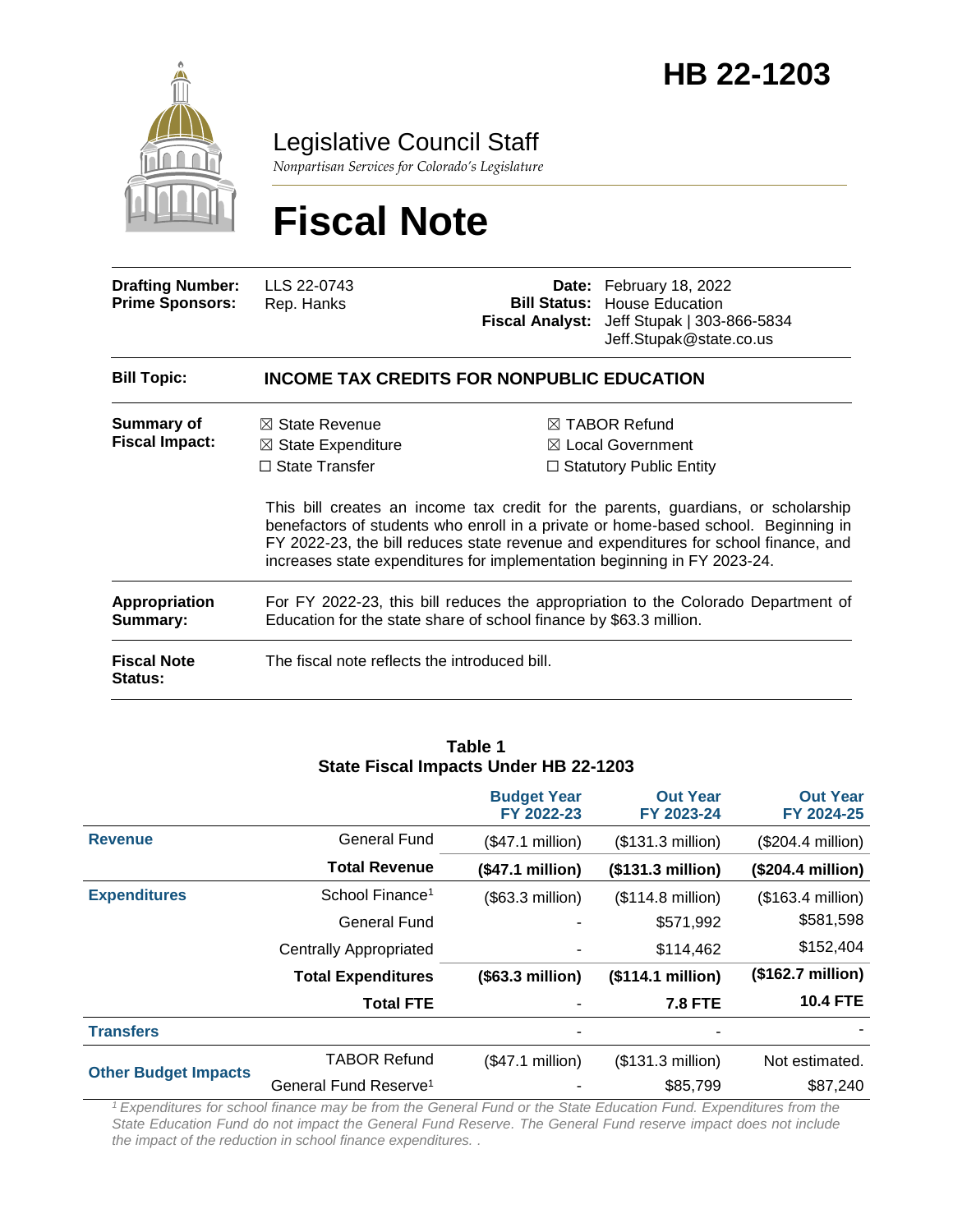# HB 22-1203

## Legislative Council Staff

*Nonpartisan Services for Colorado's Legislature*

# Fiscal Note

| | | | |
|---|---|---|---|
| **Drafting Number:** | LLS 22-0743 | **Date:** | February 18, 2022 |
| **Prime Sponsors:** | Rep. Hanks | **Bill Status:** | House Education |
| | | **Fiscal Analyst:** | Jeff Stupak \| 303-866-5834 Jeff.Stupak@state.co.us |

**Bill Topic:** **INCOME TAX CREDITS FOR NONPUBLIC EDUCATION**

**Summary of Fiscal Impact:**

☒ State Revenue
☒ State Expenditure
☐ State Transfer
☒ TABOR Refund
☒ Local Government
☐ Statutory Public Entity

This bill creates an income tax credit for the parents, guardians, or scholarship benefactors of students who enroll in a private or home-based school. Beginning in FY 2022-23, the bill reduces state revenue and expenditures for school finance, and increases state expenditures for implementation beginning in FY 2023-24.

**Appropriation Summary:** For FY 2022-23, this bill reduces the appropriation to the Colorado Department of Education for the state share of school finance by $63.3 million.

**Fiscal Note Status:** The fiscal note reflects the introduced bill.

**Table 1**
**State Fiscal Impacts Under HB 22-1203**

| | | Budget Year FY 2022-23 | Out Year FY 2023-24 | Out Year FY 2024-25 |
|---|---|---|---|---|
| **Revenue** | General Fund | ($47.1 million) | ($131.3 million) | ($204.4 million) |
| | **Total Revenue** | **($47.1 million)** | **($131.3 million)** | **($204.4 million)** |
| **Expenditures** | School Finance[1] | ($63.3 million) | ($114.8 million) | ($163.4 million) |
| | General Fund | - | $571,992 | $581,598 |
| | Centrally Appropriated | - | $114,462 | $152,404 |
| | **Total Expenditures** | **($63.3 million)** | **($114.1 million)** | **($162.7 million)** |
| | **Total FTE** | - | **7.8 FTE** | **10.4 FTE** |
| **Transfers** | | - | - | - |
| **Other Budget Impacts** | TABOR Refund | ($47.1 million) | ($131.3 million) | Not estimated. |
| | General Fund Reserve[1] | - | $85,799 | $87,240 |

*[1] Expenditures for school finance may be from the General Fund or the State Education Fund. Expenditures from the State Education Fund do not impact the General Fund Reserve. The General Fund reserve impact does not include the impact of the reduction in school finance expenditures. .*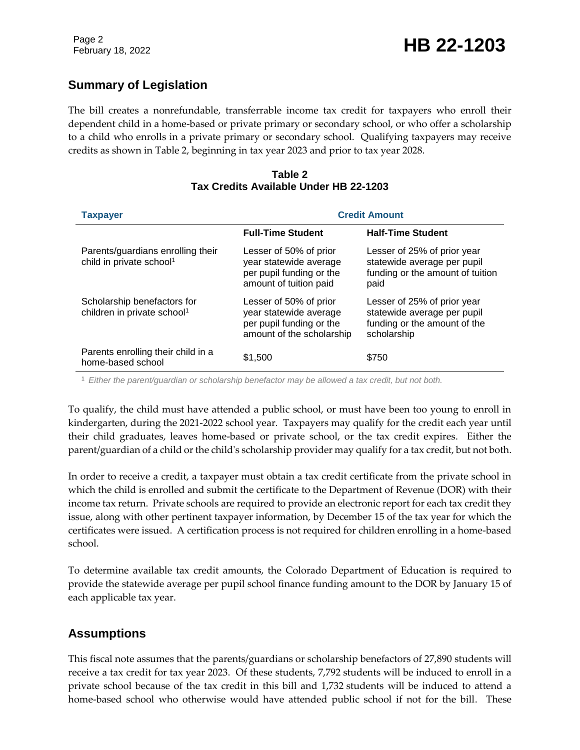## Summary of Legislation

The bill creates a nonrefundable, transferrable income tax credit for taxpayers who enroll their dependent child in a home-based or private primary or secondary school, or who offer a scholarship to a child who enrolls in a private primary or secondary school. Qualifying taxpayers may receive credits as shown in Table 2, beginning in tax year 2023 and prior to tax year 2028.

**Table 2**
**Tax Credits Available Under HB 22-1203**

| Taxpayer | Credit Amount | |
|---|---|---|
| | **Full-Time Student** | **Half-Time Student** |
| Parents/guardians enrolling their child in private school[1] | Lesser of 50% of prior year statewide average per pupil funding or the amount of tuition paid | Lesser of 25% of prior year statewide average per pupil funding or the amount of tuition paid |
| Scholarship benefactors for children in private school[1] | Lesser of 50% of prior year statewide average per pupil funding or the amount of the scholarship | Lesser of 25% of prior year statewide average per pupil funding or the amount of the scholarship |
| Parents enrolling their child in a home-based school | $1,500 | $750 |

[1] *Either the parent/guardian or scholarship benefactor may be allowed a tax credit, but not both.*

To qualify, the child must have attended a public school, or must have been too young to enroll in kindergarten, during the 2021-2022 school year. Taxpayers may qualify for the credit each year until their child graduates, leaves home-based or private school, or the tax credit expires. Either the parent/guardian of a child or the child's scholarship provider may qualify for a tax credit, but not both.

In order to receive a credit, a taxpayer must obtain a tax credit certificate from the private school in which the child is enrolled and submit the certificate to the Department of Revenue (DOR) with their income tax return. Private schools are required to provide an electronic report for each tax credit they issue, along with other pertinent taxpayer information, by December 15 of the tax year for which the certificates were issued. A certification process is not required for children enrolling in a home-based school.

To determine available tax credit amounts, the Colorado Department of Education is required to provide the statewide average per pupil school finance funding amount to the DOR by January 15 of each applicable tax year.

## Assumptions

This fiscal note assumes that the parents/guardians or scholarship benefactors of 27,890 students will receive a tax credit for tax year 2023. Of these students, 7,792 students will be induced to enroll in a private school because of the tax credit in this bill and 1,732 students will be induced to attend a home-based school who otherwise would have attended public school if not for the bill. These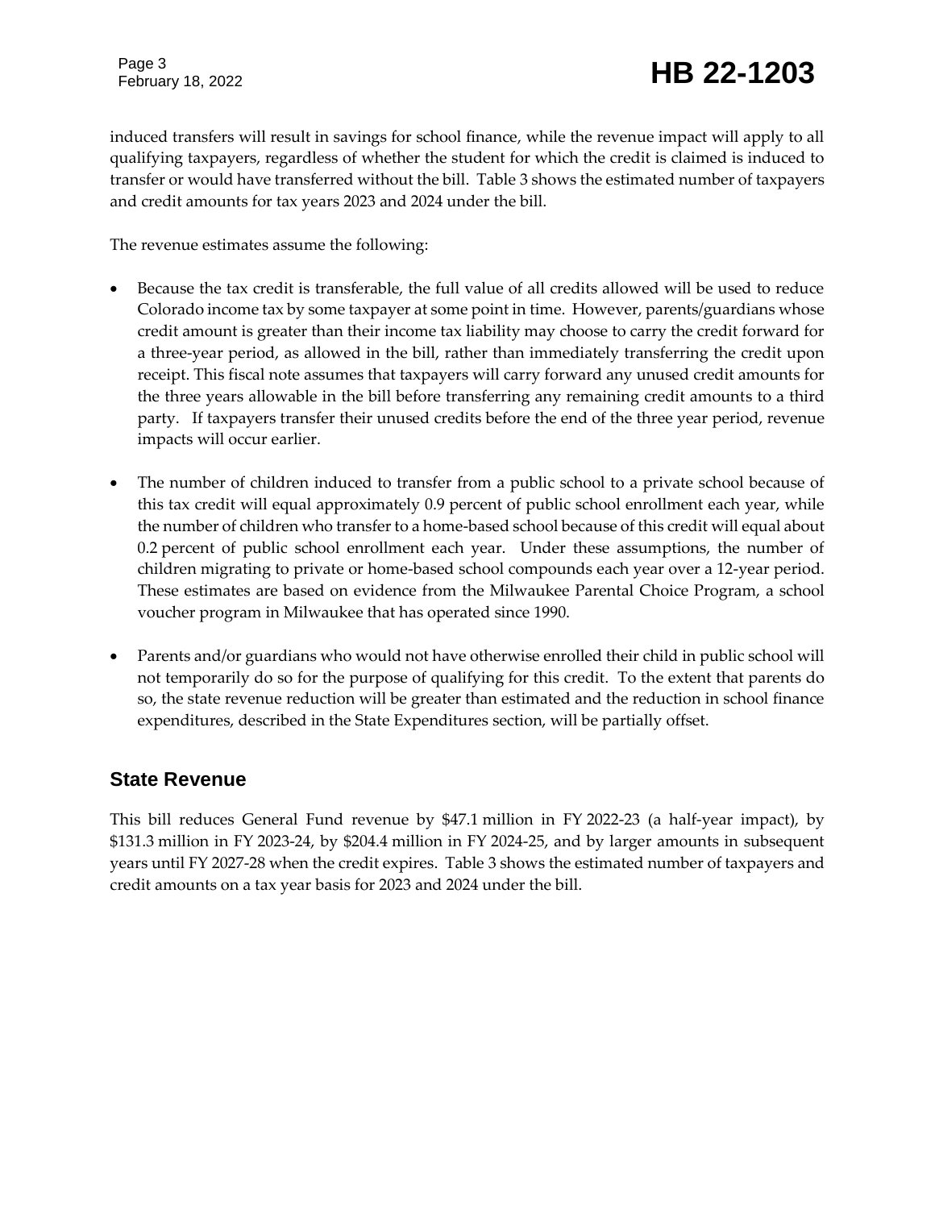induced transfers will result in savings for school finance, while the revenue impact will apply to all qualifying taxpayers, regardless of whether the student for which the credit is claimed is induced to transfer or would have transferred without the bill. Table 3 shows the estimated number of taxpayers and credit amounts for tax years 2023 and 2024 under the bill.

The revenue estimates assume the following:

- Because the tax credit is transferable, the full value of all credits allowed will be used to reduce Colorado income tax by some taxpayer at some point in time. However, parents/guardians whose credit amount is greater than their income tax liability may choose to carry the credit forward for a three-year period, as allowed in the bill, rather than immediately transferring the credit upon receipt. This fiscal note assumes that taxpayers will carry forward any unused credit amounts for the three years allowable in the bill before transferring any remaining credit amounts to a third party. If taxpayers transfer their unused credits before the end of the three year period, revenue impacts will occur earlier.

- The number of children induced to transfer from a public school to a private school because of this tax credit will equal approximately 0.9 percent of public school enrollment each year, while the number of children who transfer to a home-based school because of this credit will equal about 0.2 percent of public school enrollment each year. Under these assumptions, the number of children migrating to private or home-based school compounds each year over a 12-year period. These estimates are based on evidence from the Milwaukee Parental Choice Program, a school voucher program in Milwaukee that has operated since 1990.

- Parents and/or guardians who would not have otherwise enrolled their child in public school will not temporarily do so for the purpose of qualifying for this credit. To the extent that parents do so, the state revenue reduction will be greater than estimated and the reduction in school finance expenditures, described in the State Expenditures section, will be partially offset.

## State Revenue

This bill reduces General Fund revenue by $47.1 million in FY 2022-23 (a half-year impact), by $131.3 million in FY 2023-24, by $204.4 million in FY 2024-25, and by larger amounts in subsequent years until FY 2027-28 when the credit expires. Table 3 shows the estimated number of taxpayers and credit amounts on a tax year basis for 2023 and 2024 under the bill.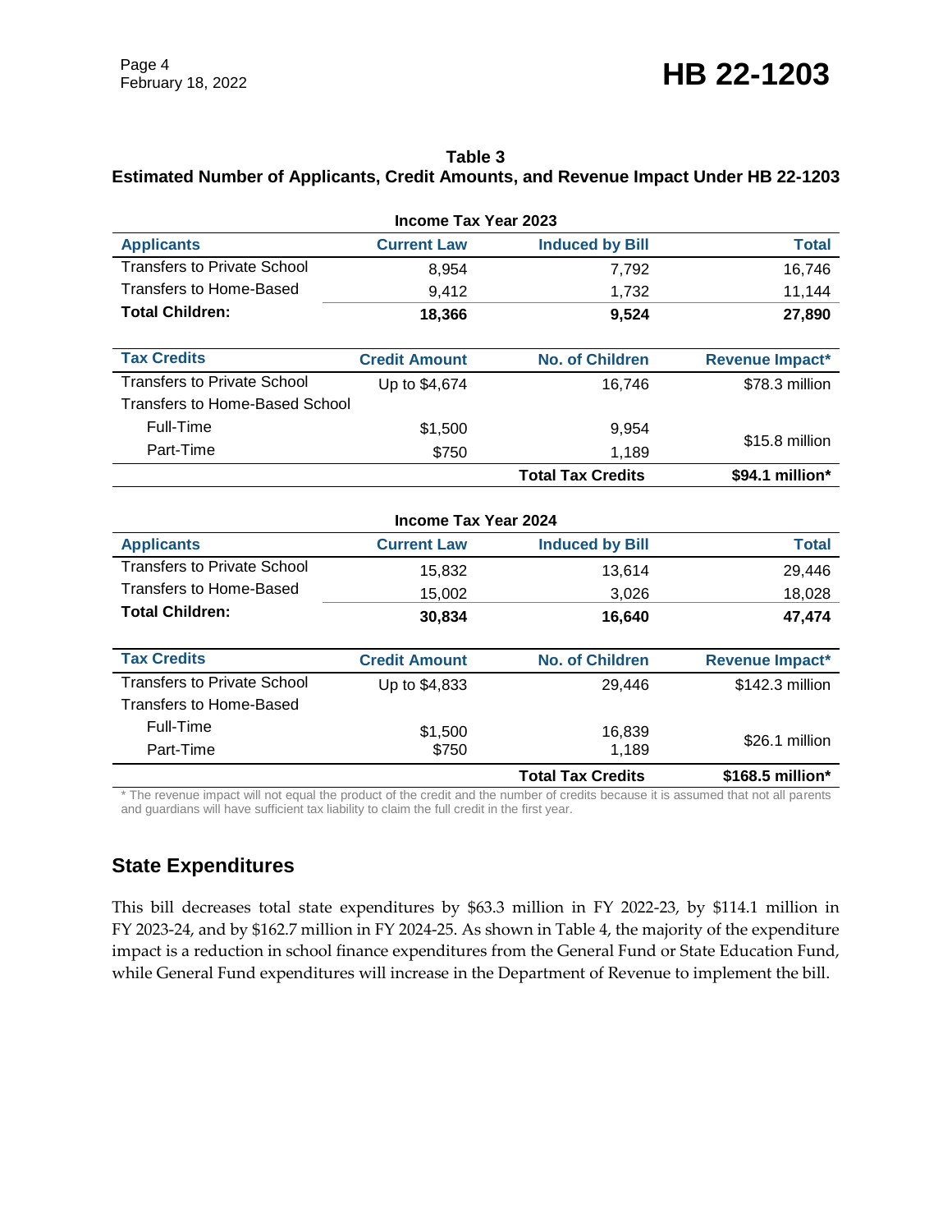**Table 3**
**Estimated Number of Applicants, Credit Amounts, and Revenue Impact Under HB 22-1203**

**Income Tax Year 2023**

| Applicants | Current Law | Induced by Bill | Total |
|---|---|---|---|
| Transfers to Private School | 8,954 | 7,792 | 16,746 |
| Transfers to Home-Based | 9,412 | 1,732 | 11,144 |
| **Total Children:** | **18,366** | **9,524** | **27,890** |

| Tax Credits | Credit Amount | No. of Children | Revenue Impact* |
|---|---|---|---|
| Transfers to Private School | Up to $4,674 | 16,746 | $78.3 million |
| Transfers to Home-Based School | | | |
| Full-Time | $1,500 | 9,954 | $15.8 million |
| Part-Time | $750 | 1,189 | |
| | | **Total Tax Credits** | **$94.1 million*** |

**Income Tax Year 2024**

| Applicants | Current Law | Induced by Bill | Total |
|---|---|---|---|
| Transfers to Private School | 15,832 | 13,614 | 29,446 |
| Transfers to Home-Based | 15,002 | 3,026 | 18,028 |
| **Total Children:** | **30,834** | **16,640** | **47,474** |

| Tax Credits | Credit Amount | No. of Children | Revenue Impact* |
|---|---|---|---|
| Transfers to Private School | Up to $4,833 | 29,446 | $142.3 million |
| Transfers to Home-Based | | | |
| Full-Time | $1,500 | 16,839 | $26.1 million |
| Part-Time | $750 | 1,189 | |
| | | **Total Tax Credits** | **$168.5 million*** |

* The revenue impact will not equal the product of the credit and the number of credits because it is assumed that not all parents and guardians will have sufficient tax liability to claim the full credit in the first year.

## State Expenditures

This bill decreases total state expenditures by $63.3 million in FY 2022-23, by $114.1 million in FY 2023-24, and by $162.7 million in FY 2024-25. As shown in Table 4, the majority of the expenditure impact is a reduction in school finance expenditures from the General Fund or State Education Fund, while General Fund expenditures will increase in the Department of Revenue to implement the bill.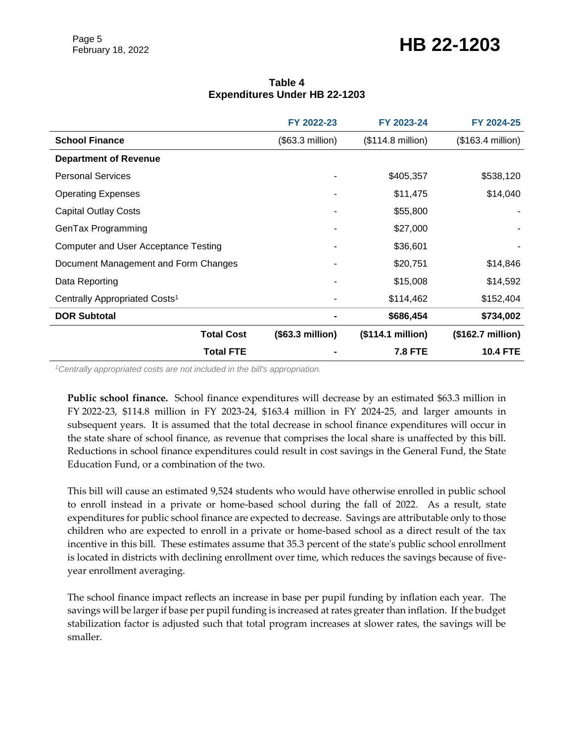**Table 4**
**Expenditures Under HB 22-1203**

| | FY 2022-23 | FY 2023-24 | FY 2024-25 |
|---|---|---|---|
| **School Finance** | ($63.3 million) | ($114.8 million) | ($163.4 million) |
| **Department of Revenue** | | | |
| Personal Services | - | $405,357 | $538,120 |
| Operating Expenses | - | $11,475 | $14,040 |
| Capital Outlay Costs | - | $55,800 | - |
| GenTax Programming | - | $27,000 | - |
| Computer and User Acceptance Testing | - | $36,601 | - |
| Document Management and Form Changes | - | $20,751 | $14,846 |
| Data Reporting | - | $15,008 | $14,592 |
| Centrally Appropriated Costs[1] | - | $114,462 | $152,404 |
| **DOR Subtotal** | **-** | **$686,454** | **$734,002** |
| **Total Cost** | **($63.3 million)** | **($114.1 million)** | **($162.7 million)** |
| **Total FTE** | **-** | **7.8 FTE** | **10.4 FTE** |

*[1]Centrally appropriated costs are not included in the bill's appropriation.*

**Public school finance.** School finance expenditures will decrease by an estimated $63.3 million in FY 2022-23, $114.8 million in FY 2023-24, $163.4 million in FY 2024-25, and larger amounts in subsequent years. It is assumed that the total decrease in school finance expenditures will occur in the state share of school finance, as revenue that comprises the local share is unaffected by this bill. Reductions in school finance expenditures could result in cost savings in the General Fund, the State Education Fund, or a combination of the two.

This bill will cause an estimated 9,524 students who would have otherwise enrolled in public school to enroll instead in a private or home-based school during the fall of 2022. As a result, state expenditures for public school finance are expected to decrease. Savings are attributable only to those children who are expected to enroll in a private or home-based school as a direct result of the tax incentive in this bill. These estimates assume that 35.3 percent of the state's public school enrollment is located in districts with declining enrollment over time, which reduces the savings because of five-year enrollment averaging.

The school finance impact reflects an increase in base per pupil funding by inflation each year. The savings will be larger if base per pupil funding is increased at rates greater than inflation. If the budget stabilization factor is adjusted such that total program increases at slower rates, the savings will be smaller.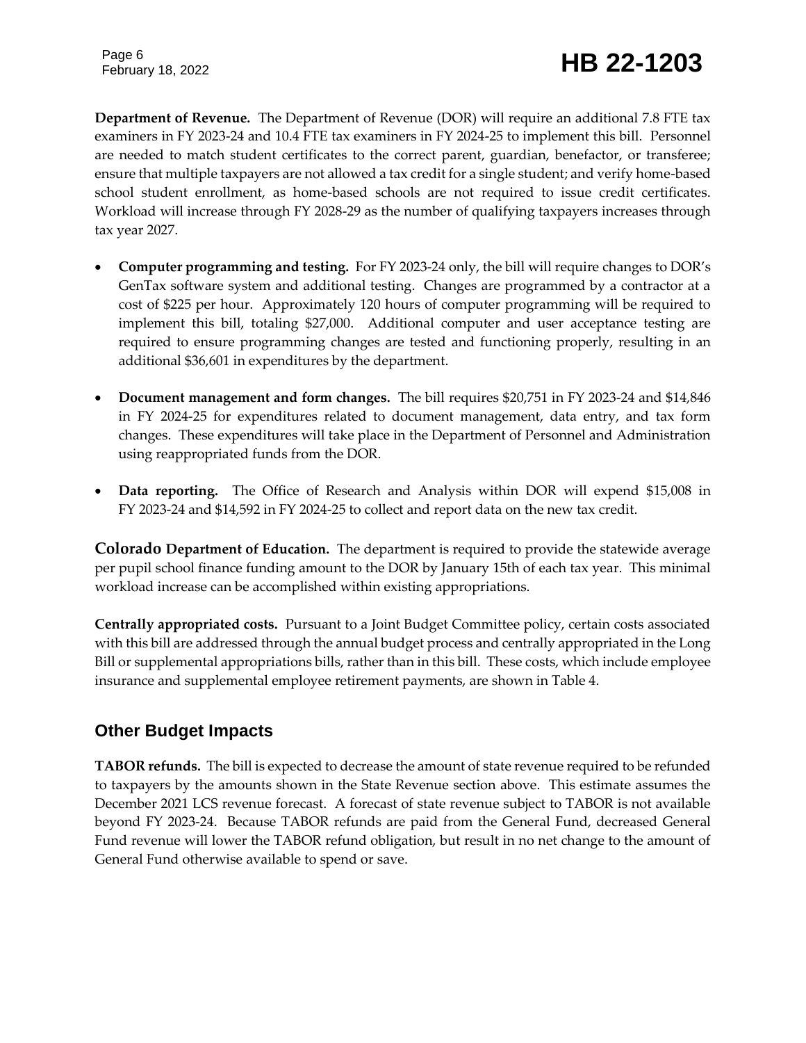**Department of Revenue.** The Department of Revenue (DOR) will require an additional 7.8 FTE tax examiners in FY 2023-24 and 10.4 FTE tax examiners in FY 2024-25 to implement this bill. Personnel are needed to match student certificates to the correct parent, guardian, benefactor, or transferee; ensure that multiple taxpayers are not allowed a tax credit for a single student; and verify home-based school student enrollment, as home-based schools are not required to issue credit certificates. Workload will increase through FY 2028-29 as the number of qualifying taxpayers increases through tax year 2027.

- **Computer programming and testing.** For FY 2023-24 only, the bill will require changes to DOR's GenTax software system and additional testing. Changes are programmed by a contractor at a cost of $225 per hour. Approximately 120 hours of computer programming will be required to implement this bill, totaling $27,000. Additional computer and user acceptance testing are required to ensure programming changes are tested and functioning properly, resulting in an additional $36,601 in expenditures by the department.

- **Document management and form changes.** The bill requires $20,751 in FY 2023-24 and $14,846 in FY 2024-25 for expenditures related to document management, data entry, and tax form changes. These expenditures will take place in the Department of Personnel and Administration using reappropriated funds from the DOR.

- **Data reporting.** The Office of Research and Analysis within DOR will expend $15,008 in FY 2023-24 and $14,592 in FY 2024-25 to collect and report data on the new tax credit.

**Colorado Department of Education.** The department is required to provide the statewide average per pupil school finance funding amount to the DOR by January 15th of each tax year. This minimal workload increase can be accomplished within existing appropriations.

**Centrally appropriated costs.** Pursuant to a Joint Budget Committee policy, certain costs associated with this bill are addressed through the annual budget process and centrally appropriated in the Long Bill or supplemental appropriations bills, rather than in this bill. These costs, which include employee insurance and supplemental employee retirement payments, are shown in Table 4.

## Other Budget Impacts

**TABOR refunds.** The bill is expected to decrease the amount of state revenue required to be refunded to taxpayers by the amounts shown in the State Revenue section above. This estimate assumes the December 2021 LCS revenue forecast. A forecast of state revenue subject to TABOR is not available beyond FY 2023-24. Because TABOR refunds are paid from the General Fund, decreased General Fund revenue will lower the TABOR refund obligation, but result in no net change to the amount of General Fund otherwise available to spend or save.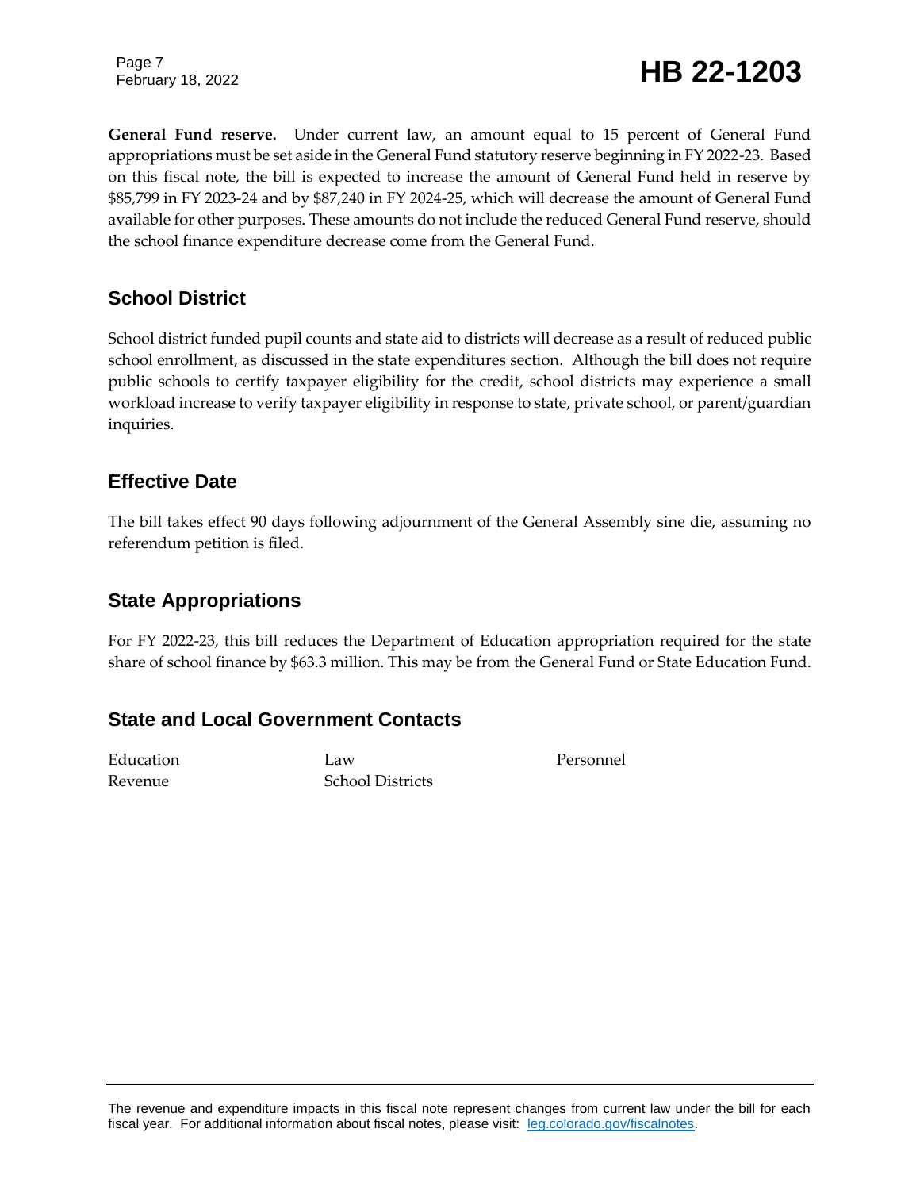**General Fund reserve.** Under current law, an amount equal to 15 percent of General Fund appropriations must be set aside in the General Fund statutory reserve beginning in FY 2022-23. Based on this fiscal note, the bill is expected to increase the amount of General Fund held in reserve by $85,799 in FY 2023-24 and by $87,240 in FY 2024-25, which will decrease the amount of General Fund available for other purposes. These amounts do not include the reduced General Fund reserve, should the school finance expenditure decrease come from the General Fund.

## School District

School district funded pupil counts and state aid to districts will decrease as a result of reduced public school enrollment, as discussed in the state expenditures section. Although the bill does not require public schools to certify taxpayer eligibility for the credit, school districts may experience a small workload increase to verify taxpayer eligibility in response to state, private school, or parent/guardian inquiries.

## Effective Date

The bill takes effect 90 days following adjournment of the General Assembly sine die, assuming no referendum petition is filed.

## State Appropriations

For FY 2022-23, this bill reduces the Department of Education appropriation required for the state share of school finance by $63.3 million. This may be from the General Fund or State Education Fund.

## State and Local Government Contacts

| | | |
|---|---|---|
| Education | Law | Personnel |
| Revenue | School Districts | |

The revenue and expenditure impacts in this fiscal note represent changes from current law under the bill for each fiscal year. For additional information about fiscal notes, please visit: leg.colorado.gov/fiscalnotes.